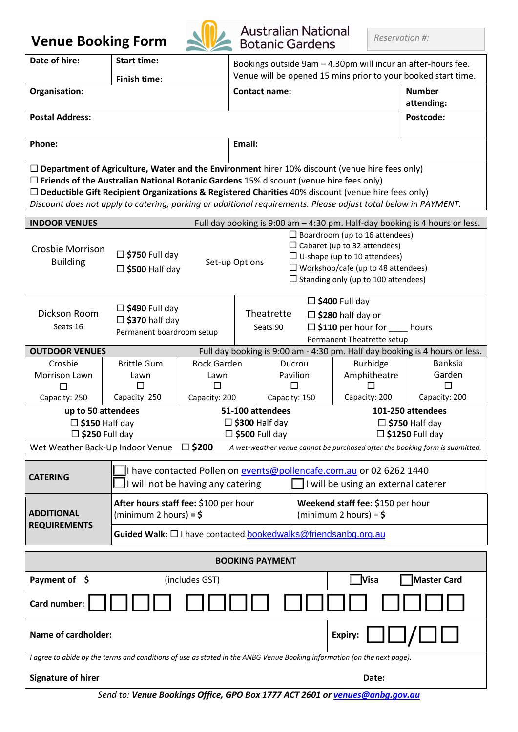# Venue Booking Form

**Australian National Botanic Gardens**

*Reservation #:*

| **Date of hire:** | **Start time:** **Finish time:** | Bookings outside 9am – 4.30pm will incur an after-hours fee. Venue will be opened 15 mins prior to your booked start time. | |
|---|---|---|---|
| **Organisation:** | | **Contact name:** | **Number attending:** |
| **Postal Address:** | | | **Postcode:** |
| **Phone:** | | **Email:** | |

☐ **Department of Agriculture, Water and the Environment** hirer 10% discount (venue hire fees only)
☐ **Friends of the Australian National Botanic Gardens** 15% discount (venue hire fees only)
☐ **Deductible Gift Recipient Organizations & Registered Charities** 40% discount (venue hire fees only)
*Discount does not apply to catering, parking or additional requirements. Please adjust total below in PAYMENT.*

## INDOOR VENUES

Full day booking is 9:00 am – 4:30 pm. Half-day booking is 4 hours or less.

| Venue | Price | | Options |
|---|---|---|---|
| Crosbie Morrison Building | ☐ **$750** Full day<br>☐ **$500** Half day | Set-up Options | ☐ Boardroom (up to 16 attendees)<br>☐ Cabaret (up to 32 attendees)<br>☐ U-shape (up to 10 attendees)<br>☐ Workshop/café (up to 48 attendees)<br>☐ Standing only (up to 100 attendees) |
| Dickson Room<br>Seats 16 | ☐ **$490** Full day<br>☐ **$370** half day<br>Permanent boardroom setup | Theatrette<br>Seats 90 | ☐ **$400** Full day<br>☐ **$280** half day or<br>☐ **$110** per hour for ____ hours<br>Permanent Theatrette setup |

## OUTDOOR VENUES

Full day booking is 9:00 am - 4:30 pm. Half day booking is 4 hours or less.

| Crosbie Morrison Lawn | Brittle Gum Lawn | Rock Garden Lawn | Ducrou Pavilion | Burbidge Amphitheatre | Banksia Garden |
|---|---|---|---|---|---|
| ☐ | ☐ | ☐ | ☐ | ☐ | ☐ |
| Capacity: 250 | Capacity: 250 | Capacity: 200 | Capacity: 150 | Capacity: 200 | Capacity: 200 |

| **up to 50 attendees** | **51-100 attendees** | **101-250 attendees** |
|---|---|---|
| ☐ **$150** Half day | ☐ **$300** Half day | ☐ **$750** Half day |
| ☐ **$250** Full day | ☐ **$500** Full day | ☐ **$1250** Full day |

Wet Weather Back-Up Indoor Venue ☐ **$200** *A wet-weather venue cannot be purchased after the booking form is submitted.*

| **CATERING** | ☐ I have contacted Pollen on events@pollencafe.com.au or 02 6262 1440<br>☐ I will not be having any catering ☐ I will be using an external caterer | |
|---|---|---|
| **ADDITIONAL REQUIREMENTS** | **After hours staff fee:** $100 per hour (minimum 2 hours) = **$** | **Weekend staff fee:** $150 per hour (minimum 2 hours) = **$** |
| | **Guided Walk:** ☐ I have contacted bookedwalks@friendsanbg.org.au | |

## BOOKING PAYMENT

| **Payment of $** (includes GST) | ☐ **Visa** ☐ **Master Card** |
|---|---|
| **Card number:** ☐☐☐☐ ☐☐☐☐ ☐☐☐☐ ☐☐☐☐ | |
| **Name of cardholder:** | **Expiry:** ☐☐/☐☐ |

*I agree to abide by the terms and conditions of use as stated in the ANBG Venue Booking information (on the next page).*

**Signature of hirer** **Date:**

*Send to:* ***Venue Bookings Office, GPO Box 1777 ACT 2601 or venues@anbg.gov.au***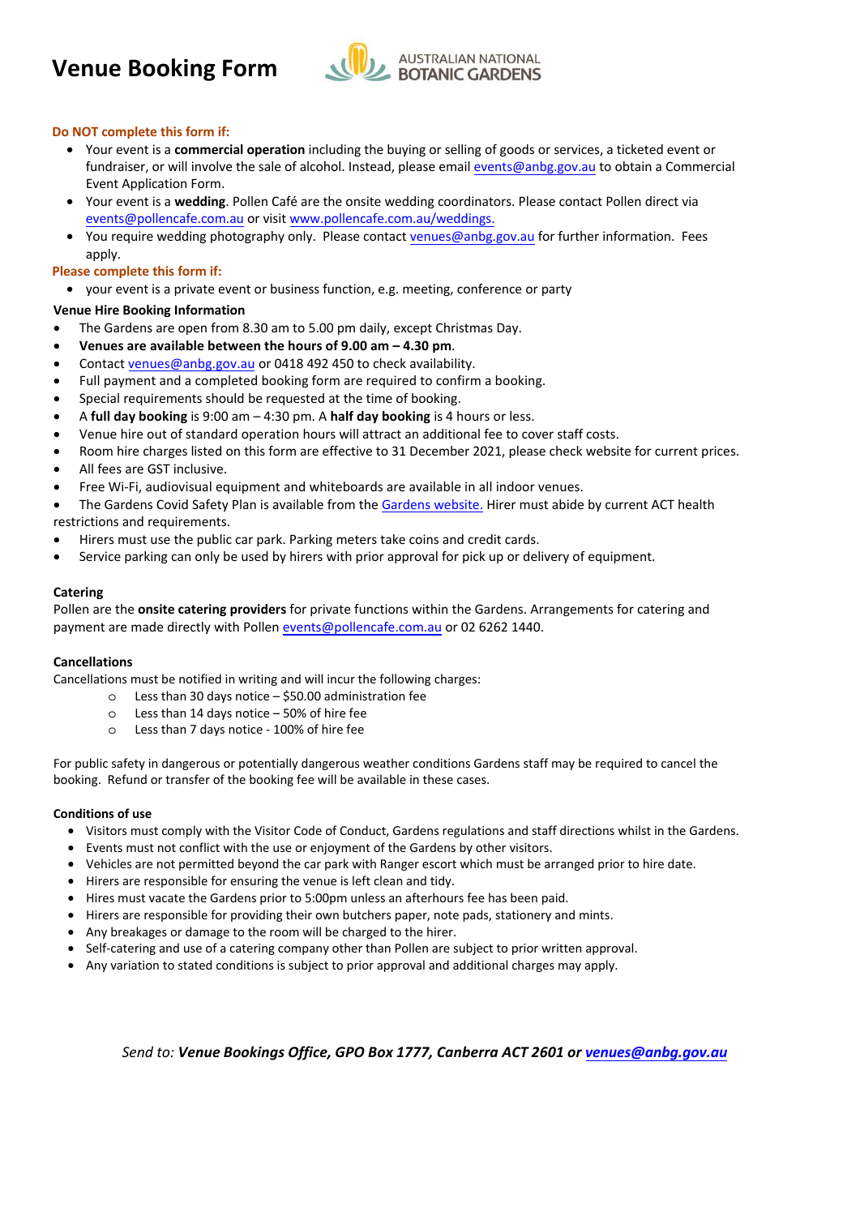# Venue Booking Form

AUSTRALIAN NATIONAL BOTANIC GARDENS

**Do NOT complete this form if:**

- Your event is a **commercial operation** including the buying or selling of goods or services, a ticketed event or fundraiser, or will involve the sale of alcohol. Instead, please email events@anbg.gov.au to obtain a Commercial Event Application Form.
- Your event is a **wedding**. Pollen Café are the onsite wedding coordinators. Please contact Pollen direct via events@pollencafe.com.au or visit www.pollencafe.com.au/weddings.
- You require wedding photography only. Please contact venues@anbg.gov.au for further information. Fees apply.

**Please complete this form if:**

- your event is a private event or business function, e.g. meeting, conference or party

**Venue Hire Booking Information**

- The Gardens are open from 8.30 am to 5.00 pm daily, except Christmas Day.
- **Venues are available between the hours of 9.00 am – 4.30 pm**.
- Contact venues@anbg.gov.au or 0418 492 450 to check availability.
- Full payment and a completed booking form are required to confirm a booking.
- Special requirements should be requested at the time of booking.
- A **full day booking** is 9:00 am – 4:30 pm. A **half day booking** is 4 hours or less.
- Venue hire out of standard operation hours will attract an additional fee to cover staff costs.
- Room hire charges listed on this form are effective to 31 December 2021, please check website for current prices.
- All fees are GST inclusive.
- Free Wi-Fi, audiovisual equipment and whiteboards are available in all indoor venues.
- The Gardens Covid Safety Plan is available from the Gardens website. Hirer must abide by current ACT health restrictions and requirements.
- Hirers must use the public car park. Parking meters take coins and credit cards.
- Service parking can only be used by hirers with prior approval for pick up or delivery of equipment.

**Catering**

Pollen are the **onsite catering providers** for private functions within the Gardens. Arrangements for catering and payment are made directly with Pollen events@pollencafe.com.au or 02 6262 1440.

**Cancellations**

Cancellations must be notified in writing and will incur the following charges:

- Less than 30 days notice – $50.00 administration fee
- Less than 14 days notice – 50% of hire fee
- Less than 7 days notice - 100% of hire fee

For public safety in dangerous or potentially dangerous weather conditions Gardens staff may be required to cancel the booking. Refund or transfer of the booking fee will be available in these cases.

**Conditions of use**

- Visitors must comply with the Visitor Code of Conduct, Gardens regulations and staff directions whilst in the Gardens.
- Events must not conflict with the use or enjoyment of the Gardens by other visitors.
- Vehicles are not permitted beyond the car park with Ranger escort which must be arranged prior to hire date.
- Hirers are responsible for ensuring the venue is left clean and tidy.
- Hires must vacate the Gardens prior to 5:00pm unless an afterhours fee has been paid.
- Hirers are responsible for providing their own butchers paper, note pads, stationery and mints.
- Any breakages or damage to the room will be charged to the hirer.
- Self-catering and use of a catering company other than Pollen are subject to prior written approval.
- Any variation to stated conditions is subject to prior approval and additional charges may apply.

*Send to: **Venue Bookings Office, GPO Box 1777, Canberra ACT 2601 or venues@anbg.gov.au***